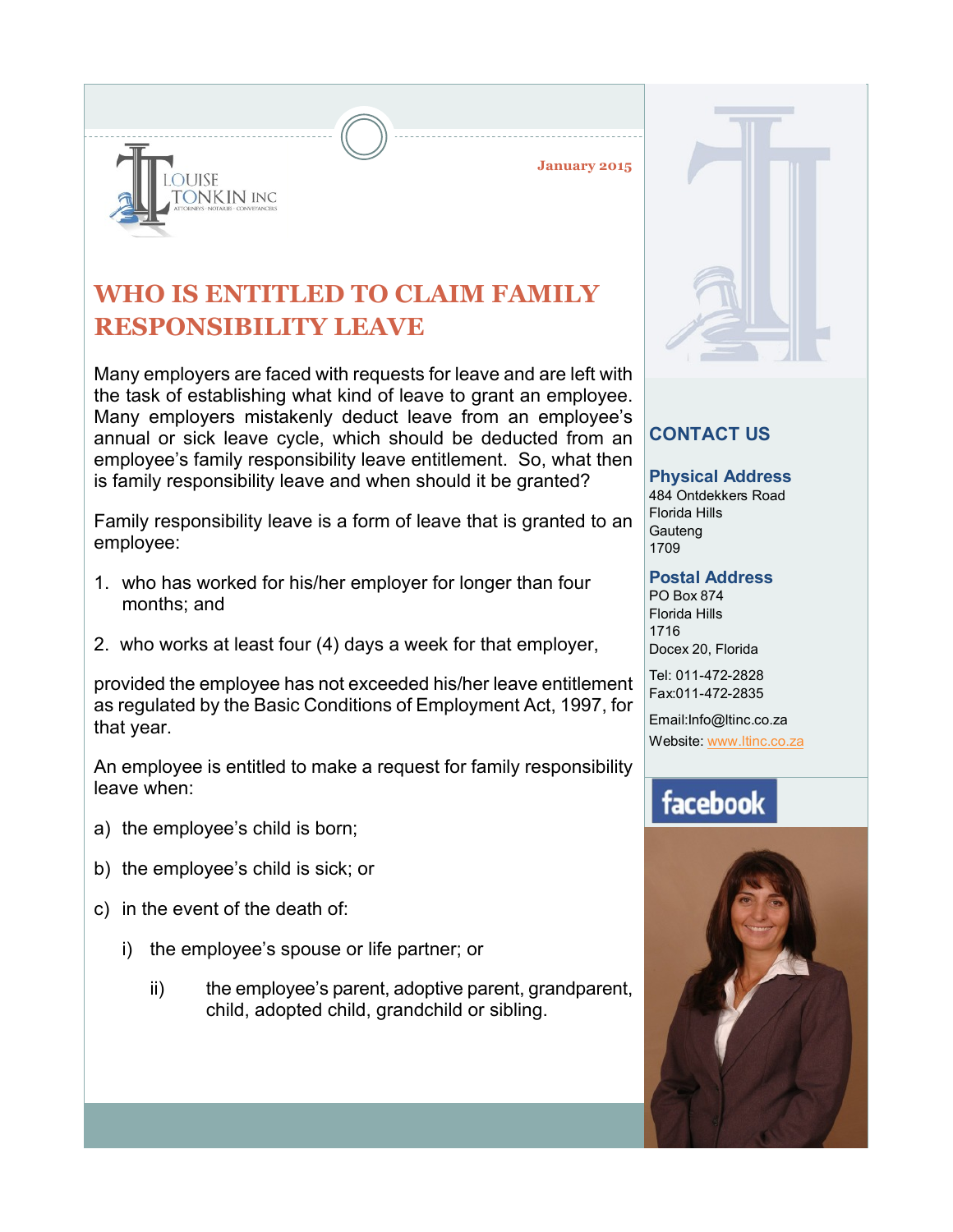LOUISE TONKIN INC

ATTORNEYS · NOTARIES · CONVEYANCERS

January 2015

# WHO IS ENTITLED TO CLAIM FAMILY RESPONSIBILITY LEAVE

Many employers are faced with requests for leave and are left with the task of establishing what kind of leave to grant an employee. Many employers mistakenly deduct leave from an employee's annual or sick leave cycle, which should be deducted from an employee's family responsibility leave entitlement. So, what then is family responsibility leave and when should it be granted?

Family responsibility leave is a form of leave that is granted to an employee:

1. who has worked for his/her employer for longer than four months; and
2. who works at least four (4) days a week for that employer,

provided the employee has not exceeded his/her leave entitlement as regulated by the Basic Conditions of Employment Act, 1997, for that year.

An employee is entitled to make a request for family responsibility leave when:

a) the employee's child is born;

b) the employee's child is sick; or

c) in the event of the death of:

   i) the employee's spouse or life partner; or

   ii) the employee's parent, adoptive parent, grandparent, child, adopted child, grandchild or sibling.

## CONTACT US

### Physical Address

484 Ontdekkers Road
Florida Hills
Gauteng
1709

### Postal Address

PO Box 874
Florida Hills
1716
Docex 20, Florida

Tel: 011-472-2828
Fax:011-472-2835

Email:Info@ltinc.co.za
Website: www.ltinc.co.za

facebook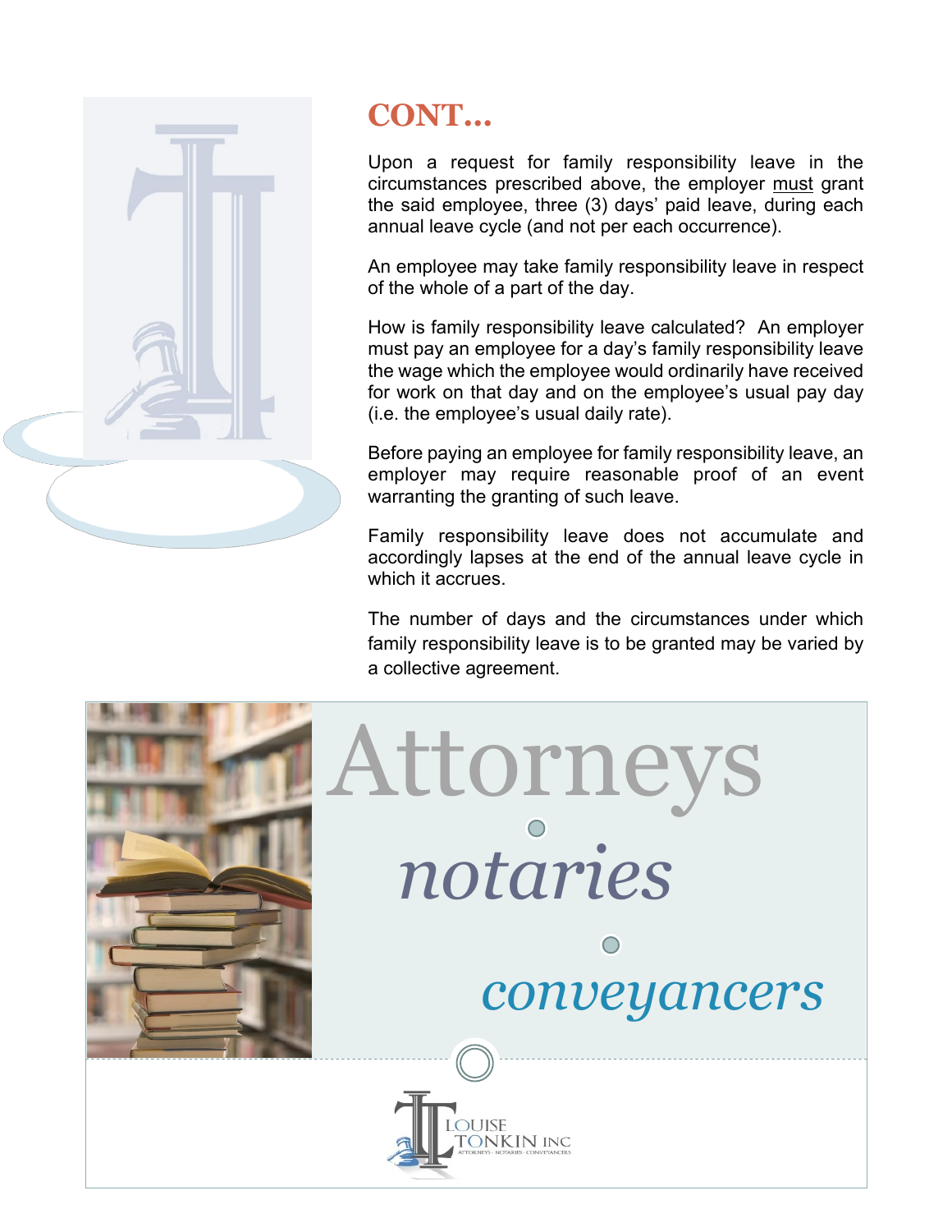## CONT...

Upon a request for family responsibility leave in the circumstances prescribed above, the employer must grant the said employee, three (3) days' paid leave, during each annual leave cycle (and not per each occurrence).

An employee may take family responsibility leave in respect of the whole of a part of the day.

How is family responsibility leave calculated? An employer must pay an employee for a day's family responsibility leave the wage which the employee would ordinarily have received for work on that day and on the employee's usual pay day (i.e. the employee's usual daily rate).

Before paying an employee for family responsibility leave, an employer may require reasonable proof of an event warranting the granting of such leave.

Family responsibility leave does not accumulate and accordingly lapses at the end of the annual leave cycle in which it accrues.

The number of days and the circumstances under which family responsibility leave is to be granted may be varied by a collective agreement.

Attorneys

*notaries*

*conveyancers*

LOUISE TONKIN INC

ATTORNEYS · NOTARIES · CONVEYANCERS